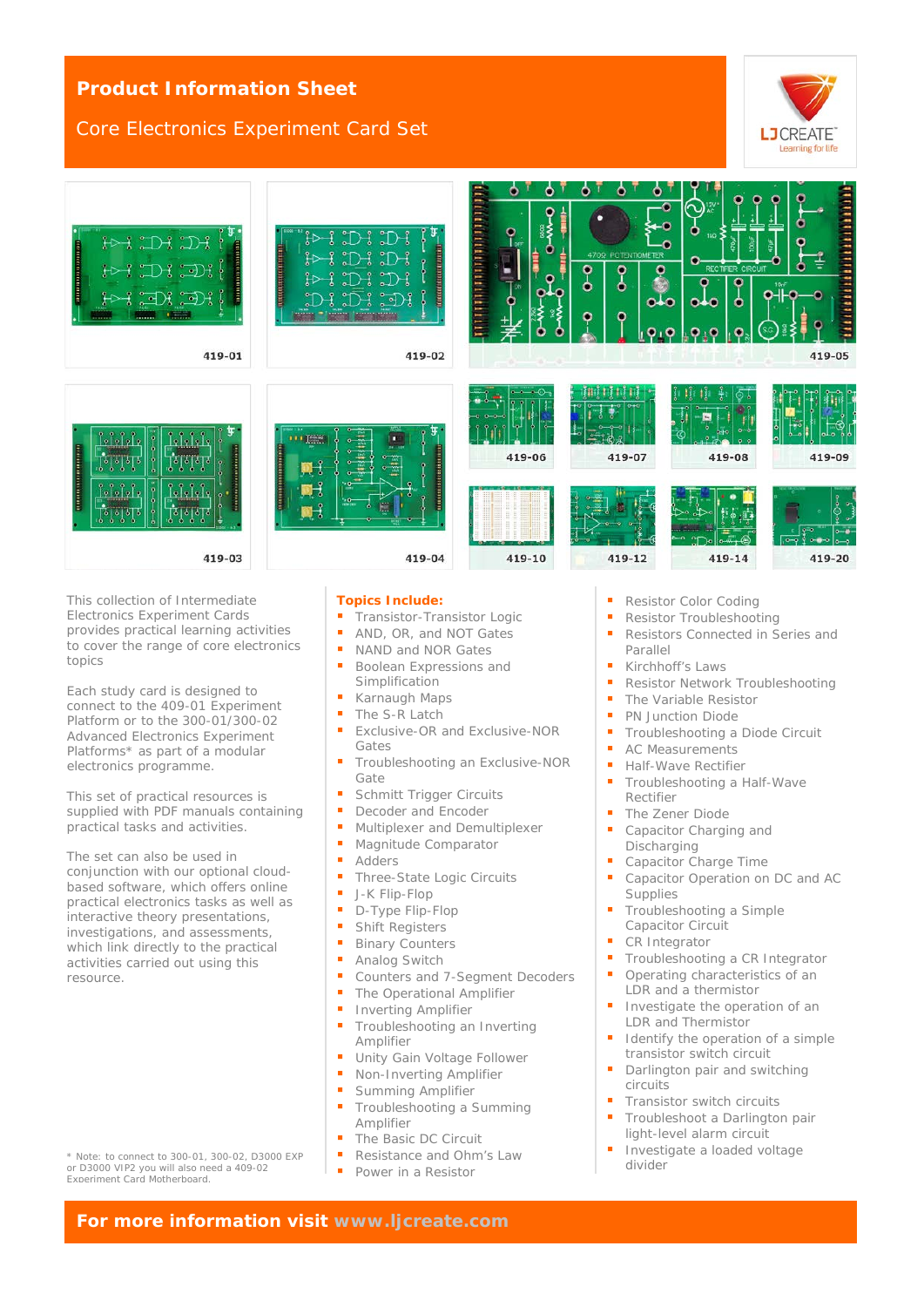# Product Information Sheet

## Core Electronics Experiment Card Set

LJCREATE
Learning for life

419-01

419-02

419-05

419-03

419-04

419-06

419-07

419-08

419-09

419-10

419-12

419-14

419-20

This collection of Intermediate Electronics Experiment Cards provides practical learning activities to cover the range of core electronics topics

Each study card is designed to connect to the 409-01 Experiment Platform or to the 300-01/300-02 Advanced Electronics Experiment Platforms* as part of a modular electronics programme.

This set of practical resources is supplied with PDF manuals containing practical tasks and activities.

The set can also be used in conjunction with our optional cloud-based software, which offers online practical electronics tasks as well as interactive theory presentations, investigations, and assessments, which link directly to the practical activities carried out using this resource.

\* Note: to connect to 300-01, 300-02, D3000 EXP or D3000 VIP2 you will also need a 409-02 Experiment Card Motherboard.

**Topics Include:**

- Transistor-Transistor Logic
- AND, OR, and NOT Gates
- NAND and NOR Gates
- Boolean Expressions and Simplification
- Karnaugh Maps
- The S-R Latch
- Exclusive-OR and Exclusive-NOR Gates
- Troubleshooting an Exclusive-NOR Gate
- Schmitt Trigger Circuits
- Decoder and Encoder
- Multiplexer and Demultiplexer
- Magnitude Comparator
- Adders
- Three-State Logic Circuits
- J-K Flip-Flop
- D-Type Flip-Flop
- Shift Registers
- Binary Counters
- Analog Switch
- Counters and 7-Segment Decoders
- The Operational Amplifier
- Inverting Amplifier
- Troubleshooting an Inverting Amplifier
- Unity Gain Voltage Follower
- Non-Inverting Amplifier
- Summing Amplifier
- Troubleshooting a Summing Amplifier
- The Basic DC Circuit
- Resistance and Ohm's Law
- Power in a Resistor
- Resistor Color Coding
- Resistor Troubleshooting
- Resistors Connected in Series and Parallel
- Kirchhoff's Laws
- Resistor Network Troubleshooting
- The Variable Resistor
- PN Junction Diode
- Troubleshooting a Diode Circuit
- AC Measurements
- Half-Wave Rectifier
- Troubleshooting a Half-Wave Rectifier
- The Zener Diode
- Capacitor Charging and Discharging
- Capacitor Charge Time
- Capacitor Operation on DC and AC Supplies
- Troubleshooting a Simple Capacitor Circuit
- CR Integrator
- Troubleshooting a CR Integrator
- Operating characteristics of an LDR and a thermistor
- Investigate the operation of an LDR and Thermistor
- Identify the operation of a simple transistor switch circuit
- Darlington pair and switching circuits
- Transistor switch circuits
- Troubleshoot a Darlington pair light-level alarm circuit
- Investigate a loaded voltage divider

**For more information visit www.ljcreate.com**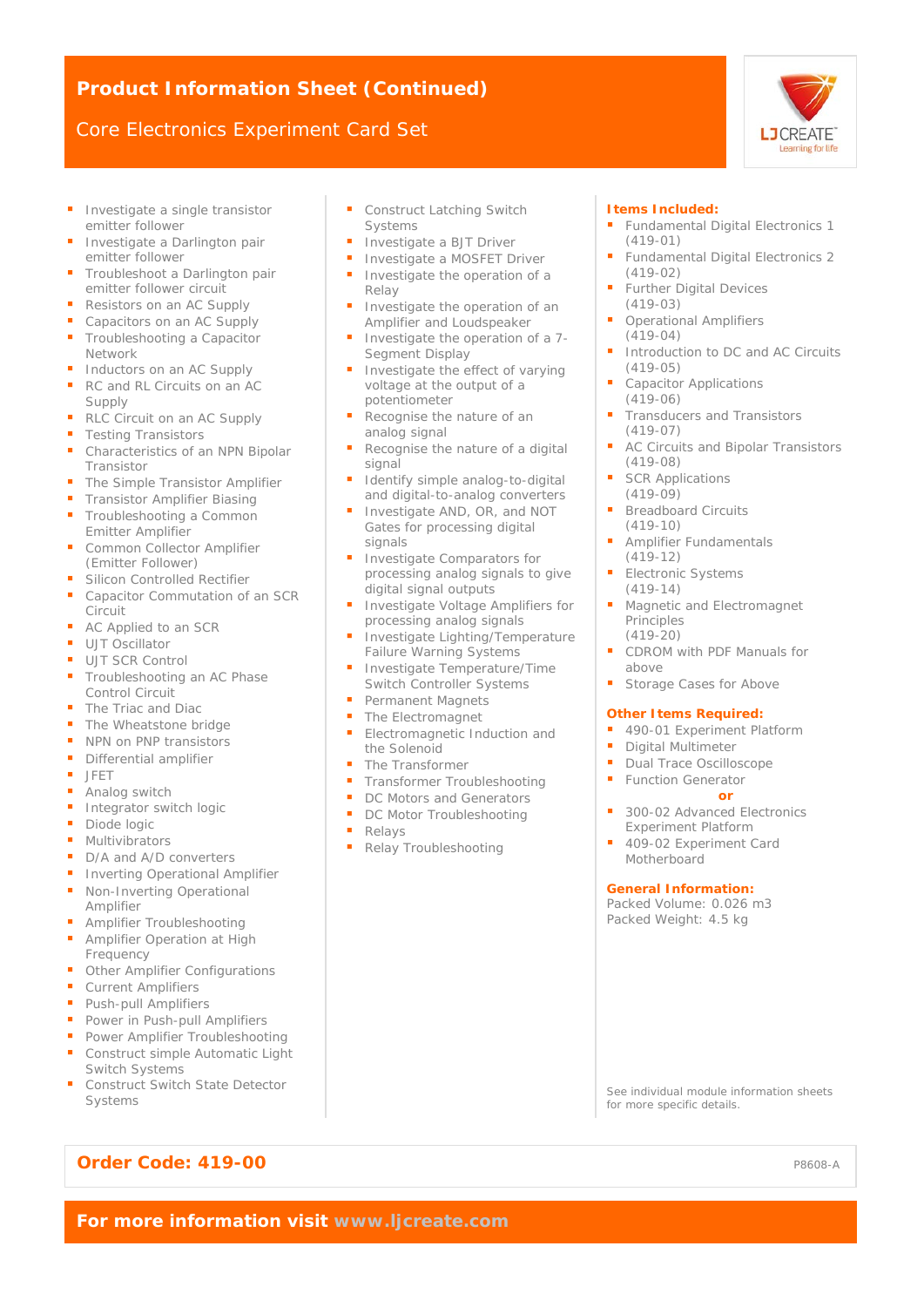# Product Information Sheet (Continued)

## Core Electronics Experiment Card Set

- Investigate a single transistor emitter follower
- Investigate a Darlington pair emitter follower
- Troubleshoot a Darlington pair emitter follower circuit
- Resistors on an AC Supply
- Capacitors on an AC Supply
- Troubleshooting a Capacitor Network
- Inductors on an AC Supply
- RC and RL Circuits on an AC Supply
- RLC Circuit on an AC Supply
- Testing Transistors
- Characteristics of an NPN Bipolar Transistor
- The Simple Transistor Amplifier
- Transistor Amplifier Biasing
- Troubleshooting a Common Emitter Amplifier
- Common Collector Amplifier (Emitter Follower)
- Silicon Controlled Rectifier
- Capacitor Commutation of an SCR Circuit
- AC Applied to an SCR
- UJT Oscillator
- UJT SCR Control
- Troubleshooting an AC Phase Control Circuit
- The Triac and Diac
- The Wheatstone bridge
- NPN on PNP transistors
- Differential amplifier
- JFET
- Analog switch
- Integrator switch logic
- Diode logic
- Multivibrators
- D/A and A/D converters
- Inverting Operational Amplifier
- Non-Inverting Operational Amplifier
- Amplifier Troubleshooting
- Amplifier Operation at High Frequency
- Other Amplifier Configurations
- Current Amplifiers
- Push-pull Amplifiers
- Power in Push-pull Amplifiers
- Power Amplifier Troubleshooting
- Construct simple Automatic Light Switch Systems
- Construct Switch State Detector Systems
- Construct Latching Switch Systems
- Investigate a BJT Driver
- Investigate a MOSFET Driver
- Investigate the operation of a Relay
- Investigate the operation of an Amplifier and Loudspeaker
- Investigate the operation of a 7-Segment Display
- Investigate the effect of varying voltage at the output of a potentiometer
- Recognise the nature of an analog signal
- Recognise the nature of a digital signal
- Identify simple analog-to-digital and digital-to-analog converters
- Investigate AND, OR, and NOT Gates for processing digital signals
- Investigate Comparators for processing analog signals to give digital signal outputs
- Investigate Voltage Amplifiers for processing analog signals
- Investigate Lighting/Temperature Failure Warning Systems
- Investigate Temperature/Time Switch Controller Systems
- Permanent Magnets
- The Electromagnet
- Electromagnetic Induction and the Solenoid
- The Transformer
- Transformer Troubleshooting
- DC Motors and Generators
- DC Motor Troubleshooting
- Relays
- Relay Troubleshooting

### Items Included:

- Fundamental Digital Electronics 1 (419-01)
- Fundamental Digital Electronics 2 (419-02)
- Further Digital Devices (419-03)
- Operational Amplifiers (419-04)
- Introduction to DC and AC Circuits (419-05)
- Capacitor Applications (419-06)
- Transducers and Transistors (419-07)
- AC Circuits and Bipolar Transistors (419-08)
- SCR Applications (419-09)
- Breadboard Circuits (419-10)
- Amplifier Fundamentals (419-12)
- Electronic Systems (419-14)
- Magnetic and Electromagnet Principles (419-20)
- CDROM with PDF Manuals for above
- Storage Cases for Above

### Other Items Required:

- 490-01 Experiment Platform
- Digital Multimeter
- Dual Trace Oscilloscope
- Function Generator

**or**

- 300-02 Advanced Electronics Experiment Platform
- 409-02 Experiment Card Motherboard

### General Information:

Packed Volume: 0.026 m3
Packed Weight: 4.5 kg

See individual module information sheets for more specific details.

**Order Code: 419-00**

P8608-A

**For more information visit www.ljcreate.com**